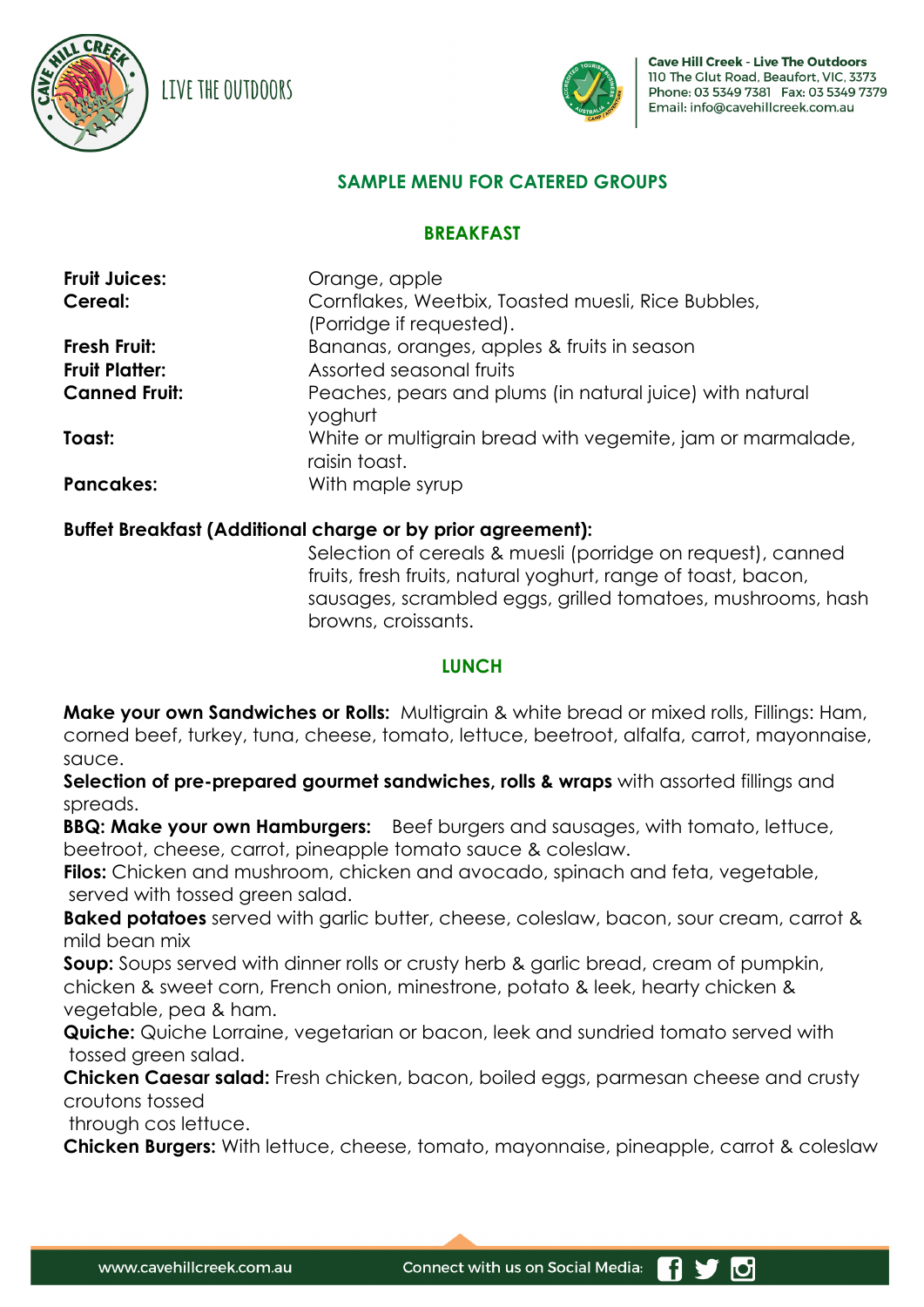LIVE THE OUTDOORS

**Cave Hill Creek - Live The Outdoors**
110 The Glut Road, Beaufort, VIC, 3373
Phone: 03 5349 7381 Fax: 03 5349 7379
Email: info@cavehillcreek.com.au

## SAMPLE MENU FOR CATERED GROUPS

### BREAKFAST

| | |
|---|---|
| **Fruit Juices:** | Orange, apple |
| **Cereal:** | Cornflakes, Weetbix, Toasted muesli, Rice Bubbles, (Porridge if requested). |
| **Fresh Fruit:** | Bananas, oranges, apples & fruits in season |
| **Fruit Platter:** | Assorted seasonal fruits |
| **Canned Fruit:** | Peaches, pears and plums (in natural juice) with natural yoghurt |
| **Toast:** | White or multigrain bread with vegemite, jam or marmalade, raisin toast. |
| **Pancakes:** | With maple syrup |

**Buffet Breakfast (Additional charge or by prior agreement):**
Selection of cereals & muesli (porridge on request), canned fruits, fresh fruits, natural yoghurt, range of toast, bacon, sausages, scrambled eggs, grilled tomatoes, mushrooms, hash browns, croissants.

### LUNCH

**Make your own Sandwiches or Rolls:** Multigrain & white bread or mixed rolls, Fillings: Ham, corned beef, turkey, tuna, cheese, tomato, lettuce, beetroot, alfalfa, carrot, mayonnaise, sauce.
**Selection of pre-prepared gourmet sandwiches, rolls & wraps** with assorted fillings and spreads.
**BBQ: Make your own Hamburgers:** Beef burgers and sausages, with tomato, lettuce, beetroot, cheese, carrot, pineapple tomato sauce & coleslaw.
**Filos:** Chicken and mushroom, chicken and avocado, spinach and feta, vegetable, served with tossed green salad.
**Baked potatoes** served with garlic butter, cheese, coleslaw, bacon, sour cream, carrot & mild bean mix
**Soup:** Soups served with dinner rolls or crusty herb & garlic bread, cream of pumpkin, chicken & sweet corn, French onion, minestrone, potato & leek, hearty chicken & vegetable, pea & ham.
**Quiche:** Quiche Lorraine, vegetarian or bacon, leek and sundried tomato served with tossed green salad.
**Chicken Caesar salad:** Fresh chicken, bacon, boiled eggs, parmesan cheese and crusty croutons tossed through cos lettuce.
**Chicken Burgers:** With lettuce, cheese, tomato, mayonnaise, pineapple, carrot & coleslaw

www.cavehillcreek.com.au Connect with us on Social Media: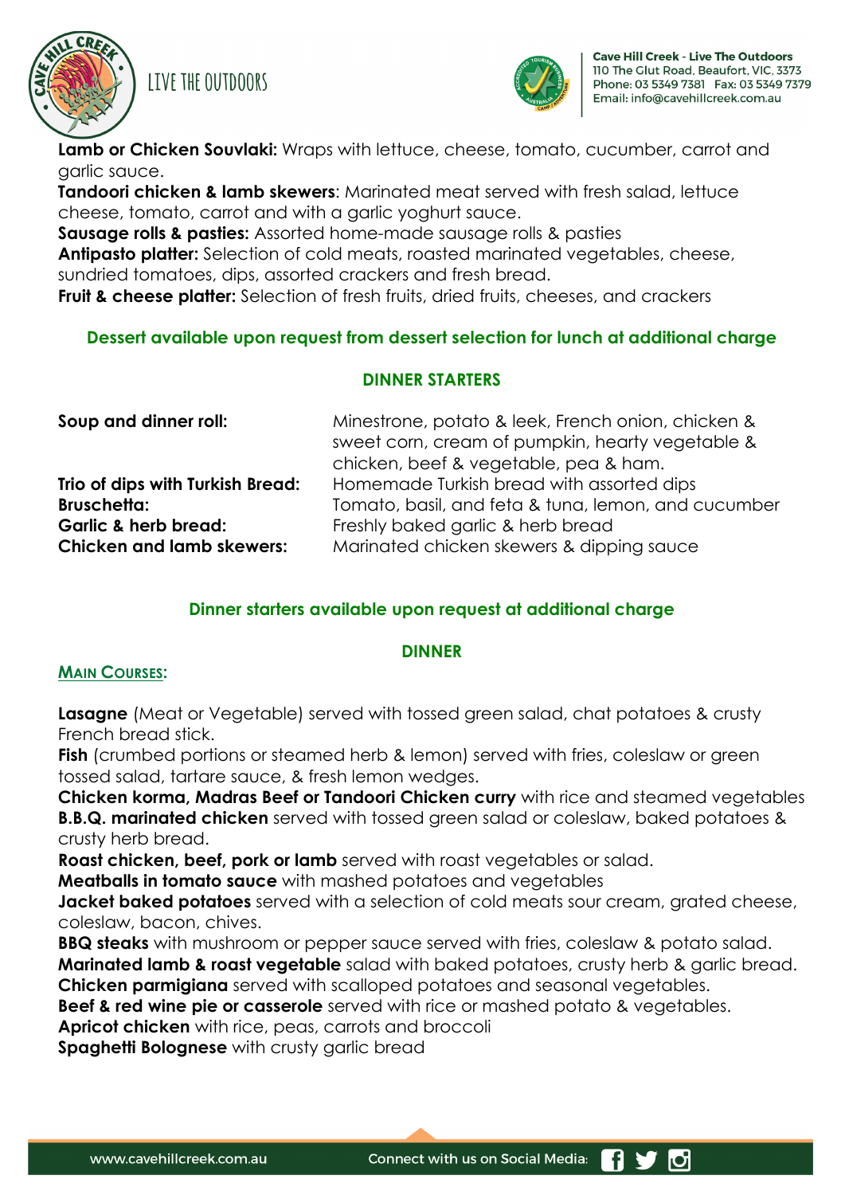**Lamb or Chicken Souvlaki:** Wraps with lettuce, cheese, tomato, cucumber, carrot and garlic sauce.
**Tandoori chicken & lamb skewers**: Marinated meat served with fresh salad, lettuce cheese, tomato, carrot and with a garlic yoghurt sauce.
**Sausage rolls & pasties:** Assorted home-made sausage rolls & pasties
**Antipasto platter:** Selection of cold meats, roasted marinated vegetables, cheese, sundried tomatoes, dips, assorted crackers and fresh bread.
**Fruit & cheese platter:** Selection of fresh fruits, dried fruits, cheeses, and crackers

**Dessert available upon request from dessert selection for lunch at additional charge**

## DINNER STARTERS

| | |
|---|---|
| **Soup and dinner roll:** | Minestrone, potato & leek, French onion, chicken & sweet corn, cream of pumpkin, hearty vegetable & chicken, beef & vegetable, pea & ham. |
| **Trio of dips with Turkish Bread:** | Homemade Turkish bread with assorted dips |
| **Bruschetta:** | Tomato, basil, and feta & tuna, lemon, and cucumber |
| **Garlic & herb bread:** | Freshly baked garlic & herb bread |
| **Chicken and lamb skewers:** | Marinated chicken skewers & dipping sauce |

**Dinner starters available upon request at additional charge**

## DINNER

### Main Courses:

**Lasagne** (Meat or Vegetable) served with tossed green salad, chat potatoes & crusty French bread stick.
**Fish** (crumbed portions or steamed herb & lemon) served with fries, coleslaw or green tossed salad, tartare sauce, & fresh lemon wedges.
**Chicken korma, Madras Beef or Tandoori Chicken curry** with rice and steamed vegetables
**B.B.Q. marinated chicken** served with tossed green salad or coleslaw, baked potatoes & crusty herb bread.
**Roast chicken, beef, pork or lamb** served with roast vegetables or salad.
**Meatballs in tomato sauce** with mashed potatoes and vegetables
**Jacket baked potatoes** served with a selection of cold meats sour cream, grated cheese, coleslaw, bacon, chives.
**BBQ steaks** with mushroom or pepper sauce served with fries, coleslaw & potato salad.
**Marinated lamb & roast vegetable** salad with baked potatoes, crusty herb & garlic bread.
**Chicken parmigiana** served with scalloped potatoes and seasonal vegetables.
**Beef & red wine pie or casserole** served with rice or mashed potato & vegetables.
**Apricot chicken** with rice, peas, carrots and broccoli
**Spaghetti Bolognese** with crusty garlic bread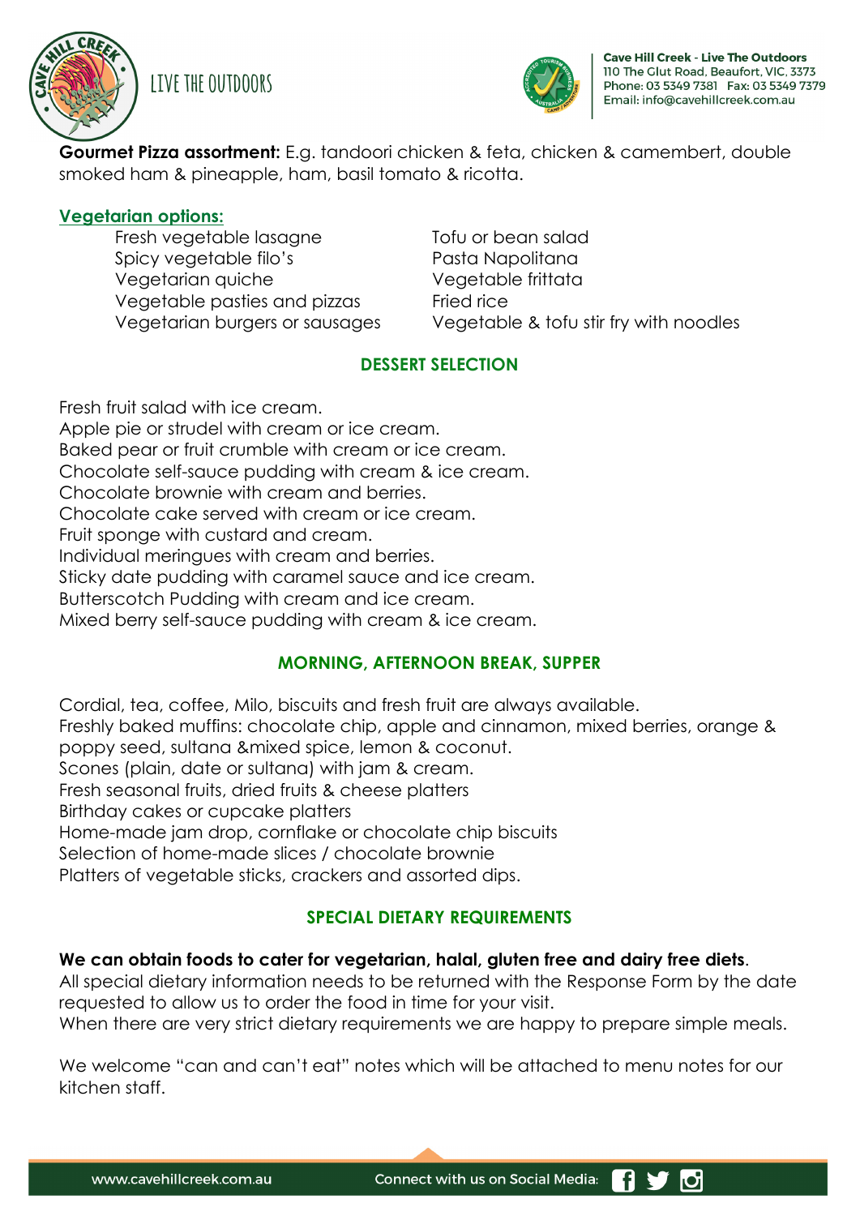**Gourmet Pizza assortment:** E.g. tandoori chicken & feta, chicken & camembert, double smoked ham & pineapple, ham, basil tomato & ricotta.

**Vegetarian options:**

- Fresh vegetable lasagne
- Spicy vegetable filo's
- Vegetarian quiche
- Vegetable pasties and pizzas
- Vegetarian burgers or sausages
- Tofu or bean salad
- Pasta Napolitana
- Vegetable frittata
- Fried rice
- Vegetable & tofu stir fry with noodles

## DESSERT SELECTION

Fresh fruit salad with ice cream.
Apple pie or strudel with cream or ice cream.
Baked pear or fruit crumble with cream or ice cream.
Chocolate self-sauce pudding with cream & ice cream.
Chocolate brownie with cream and berries.
Chocolate cake served with cream or ice cream.
Fruit sponge with custard and cream.
Individual meringues with cream and berries.
Sticky date pudding with caramel sauce and ice cream.
Butterscotch Pudding with cream and ice cream.
Mixed berry self-sauce pudding with cream & ice cream.

## MORNING, AFTERNOON BREAK, SUPPER

Cordial, tea, coffee, Milo, biscuits and fresh fruit are always available.
Freshly baked muffins: chocolate chip, apple and cinnamon, mixed berries, orange & poppy seed, sultana &mixed spice, lemon & coconut.
Scones (plain, date or sultana) with jam & cream.
Fresh seasonal fruits, dried fruits & cheese platters
Birthday cakes or cupcake platters
Home-made jam drop, cornflake or chocolate chip biscuits
Selection of home-made slices / chocolate brownie
Platters of vegetable sticks, crackers and assorted dips.

## SPECIAL DIETARY REQUIREMENTS

**We can obtain foods to cater for vegetarian, halal, gluten free and dairy free diets**.
All special dietary information needs to be returned with the Response Form by the date requested to allow us to order the food in time for your visit.
When there are very strict dietary requirements we are happy to prepare simple meals.

We welcome "can and can't eat" notes which will be attached to menu notes for our kitchen staff.